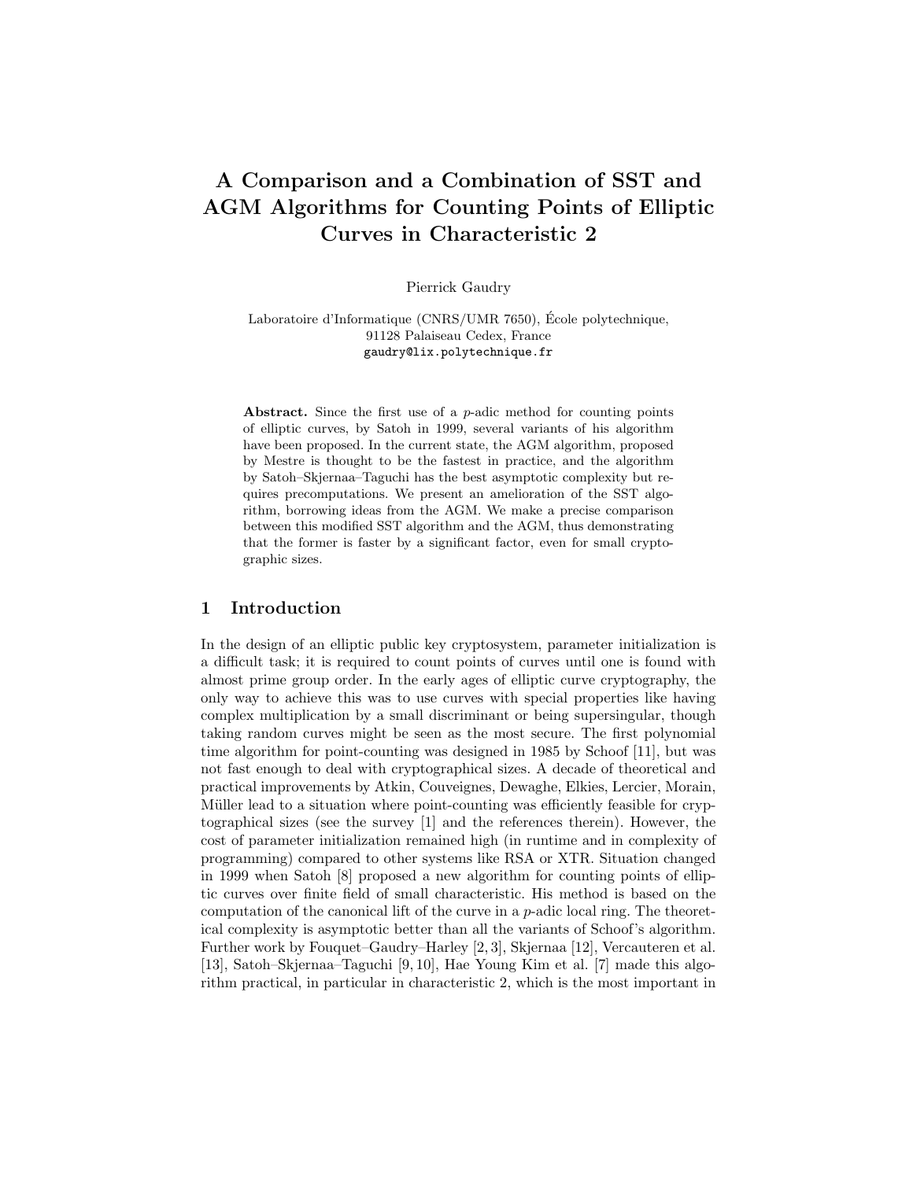# A Comparison and a Combination of SST and AGM Algorithms for Counting Points of Elliptic Curves in Characteristic 2

Pierrick Gaudry

Laboratoire d'Informatique (CNRS/UMR 7650), École polytechnique,
91128 Palaiseau Cedex, France
gaudry@lix.polytechnique.fr

**Abstract.** Since the first use of a $p$-adic method for counting points of elliptic curves, by Satoh in 1999, several variants of his algorithm have been proposed. In the current state, the AGM algorithm, proposed by Mestre is thought to be the fastest in practice, and the algorithm by Satoh–Skjernaa–Taguchi has the best asymptotic complexity but requires precomputations. We present an amelioration of the SST algorithm, borrowing ideas from the AGM. We make a precise comparison between this modified SST algorithm and the AGM, thus demonstrating that the former is faster by a significant factor, even for small cryptographic sizes.

## 1 Introduction

In the design of an elliptic public key cryptosystem, parameter initialization is a difficult task; it is required to count points of curves until one is found with almost prime group order. In the early ages of elliptic curve cryptography, the only way to achieve this was to use curves with special properties like having complex multiplication by a small discriminant or being supersingular, though taking random curves might be seen as the most secure. The first polynomial time algorithm for point-counting was designed in 1985 by Schoof [11], but was not fast enough to deal with cryptographical sizes. A decade of theoretical and practical improvements by Atkin, Couveignes, Dewaghe, Elkies, Lercier, Morain, Müller lead to a situation where point-counting was efficiently feasible for cryptographical sizes (see the survey [1] and the references therein). However, the cost of parameter initialization remained high (in runtime and in complexity of programming) compared to other systems like RSA or XTR. Situation changed in 1999 when Satoh [8] proposed a new algorithm for counting points of elliptic curves over finite field of small characteristic. His method is based on the computation of the canonical lift of the curve in a $p$-adic local ring. The theoretical complexity is asymptotic better than all the variants of Schoof's algorithm. Further work by Fouquet–Gaudry–Harley [2, 3], Skjernaa [12], Vercauteren et al. [13], Satoh–Skjernaa–Taguchi [9, 10], Hae Young Kim et al. [7] made this algorithm practical, in particular in characteristic 2, which is the most important in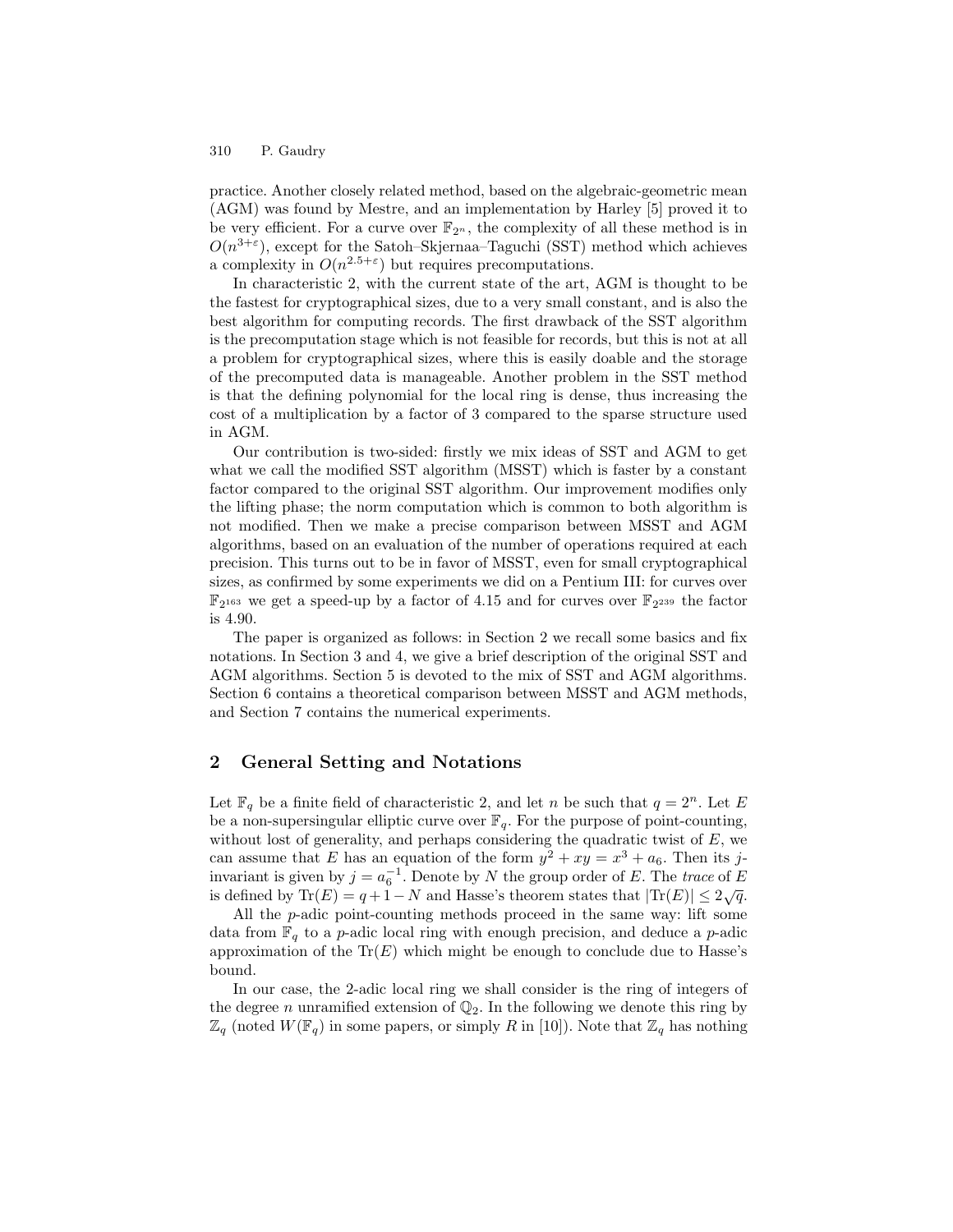practice. Another closely related method, based on the algebraic-geometric mean (AGM) was found by Mestre, and an implementation by Harley [5] proved it to be very efficient. For a curve over $\mathbb{F}_{2^n}$, the complexity of all these method is in $O(n^{3+\varepsilon})$, except for the Satoh–Skjernaa–Taguchi (SST) method which achieves a complexity in $O(n^{2.5+\varepsilon})$ but requires precomputations.

In characteristic 2, with the current state of the art, AGM is thought to be the fastest for cryptographical sizes, due to a very small constant, and is also the best algorithm for computing records. The first drawback of the SST algorithm is the precomputation stage which is not feasible for records, but this is not at all a problem for cryptographical sizes, where this is easily doable and the storage of the precomputed data is manageable. Another problem in the SST method is that the defining polynomial for the local ring is dense, thus increasing the cost of a multiplication by a factor of 3 compared to the sparse structure used in AGM.

Our contribution is two-sided: firstly we mix ideas of SST and AGM to get what we call the modified SST algorithm (MSST) which is faster by a constant factor compared to the original SST algorithm. Our improvement modifies only the lifting phase; the norm computation which is common to both algorithm is not modified. Then we make a precise comparison between MSST and AGM algorithms, based on an evaluation of the number of operations required at each precision. This turns out to be in favor of MSST, even for small cryptographical sizes, as confirmed by some experiments we did on a Pentium III: for curves over $\mathbb{F}_{2^{163}}$ we get a speed-up by a factor of 4.15 and for curves over $\mathbb{F}_{2^{239}}$ the factor is 4.90.

The paper is organized as follows: in Section 2 we recall some basics and fix notations. In Section 3 and 4, we give a brief description of the original SST and AGM algorithms. Section 5 is devoted to the mix of SST and AGM algorithms. Section 6 contains a theoretical comparison between MSST and AGM methods, and Section 7 contains the numerical experiments.

## 2 General Setting and Notations

Let $\mathbb{F}_q$ be a finite field of characteristic 2, and let $n$ be such that $q = 2^n$. Let $E$ be a non-supersingular elliptic curve over $\mathbb{F}_q$. For the purpose of point-counting, without lost of generality, and perhaps considering the quadratic twist of $E$, we can assume that $E$ has an equation of the form $y^2 + xy = x^3 + a_6$. Then its $j$-invariant is given by $j = a_6^{-1}$. Denote by $N$ the group order of $E$. The *trace* of $E$ is defined by $\mathrm{Tr}(E) = q + 1 - N$ and Hasse's theorem states that $|\mathrm{Tr}(E)| \leq 2\sqrt{q}$.

All the $p$-adic point-counting methods proceed in the same way: lift some data from $\mathbb{F}_q$ to a $p$-adic local ring with enough precision, and deduce a $p$-adic approximation of the $\mathrm{Tr}(E)$ which might be enough to conclude due to Hasse's bound.

In our case, the 2-adic local ring we shall consider is the ring of integers of the degree $n$ unramified extension of $\mathbb{Q}_2$. In the following we denote this ring by $\mathbb{Z}_q$ (noted $W(\mathbb{F}_q)$ in some papers, or simply $R$ in [10]). Note that $\mathbb{Z}_q$ has nothing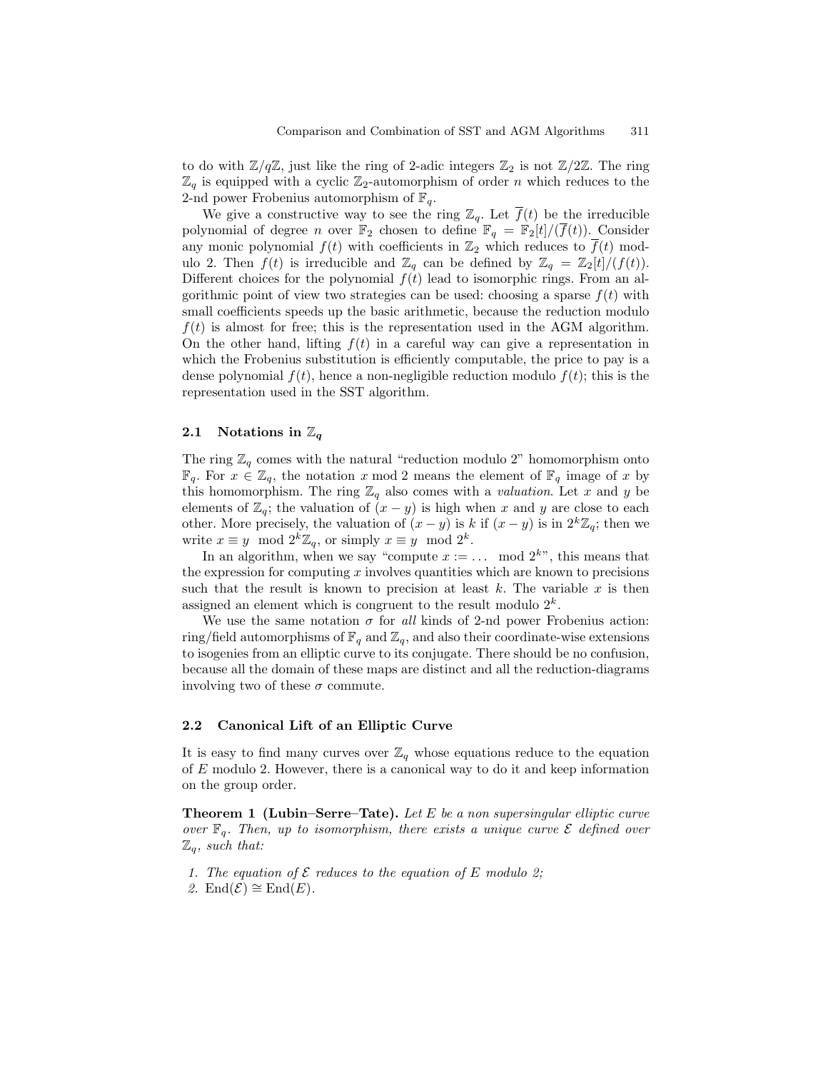to do with $\mathbb{Z}/q\mathbb{Z}$, just like the ring of 2-adic integers $\mathbb{Z}_2$ is not $\mathbb{Z}/2\mathbb{Z}$. The ring $\mathbb{Z}_q$ is equipped with a cyclic $\mathbb{Z}_2$-automorphism of order $n$ which reduces to the 2-nd power Frobenius automorphism of $\mathbb{F}_q$.

We give a constructive way to see the ring $\mathbb{Z}_q$. Let $\overline{f}(t)$ be the irreducible polynomial of degree $n$ over $\mathbb{F}_2$ chosen to define $\mathbb{F}_q = \mathbb{F}_2[t]/(\overline{f}(t))$. Consider any monic polynomial $f(t)$ with coefficients in $\mathbb{Z}_2$ which reduces to $\overline{f}(t)$ modulo 2. Then $f(t)$ is irreducible and $\mathbb{Z}_q$ can be defined by $\mathbb{Z}_q = \mathbb{Z}_2[t]/(f(t))$. Different choices for the polynomial $f(t)$ lead to isomorphic rings. From an algorithmic point of view two strategies can be used: choosing a sparse $f(t)$ with small coefficients speeds up the basic arithmetic, because the reduction modulo $f(t)$ is almost for free; this is the representation used in the AGM algorithm. On the other hand, lifting $f(t)$ in a careful way can give a representation in which the Frobenius substitution is efficiently computable, the price to pay is a dense polynomial $f(t)$, hence a non-negligible reduction modulo $f(t)$; this is the representation used in the SST algorithm.

### 2.1 Notations in $\mathbb{Z}_q$

The ring $\mathbb{Z}_q$ comes with the natural "reduction modulo 2" homomorphism onto $\mathbb{F}_q$. For $x \in \mathbb{Z}_q$, the notation $x \bmod 2$ means the element of $\mathbb{F}_q$ image of $x$ by this homomorphism. The ring $\mathbb{Z}_q$ also comes with a *valuation*. Let $x$ and $y$ be elements of $\mathbb{Z}_q$; the valuation of $(x-y)$ is high when $x$ and $y$ are close to each other. More precisely, the valuation of $(x-y)$ is $k$ if $(x-y)$ is in $2^k\mathbb{Z}_q$; then we write $x \equiv y \mod 2^k\mathbb{Z}_q$, or simply $x \equiv y \mod 2^k$.

In an algorithm, when we say "compute $x := \ldots \mod 2^k$", this means that the expression for computing $x$ involves quantities which are known to precisions such that the result is known to precision at least $k$. The variable $x$ is then assigned an element which is congruent to the result modulo $2^k$.

We use the same notation $\sigma$ for *all* kinds of 2-nd power Frobenius action: ring/field automorphisms of $\mathbb{F}_q$ and $\mathbb{Z}_q$, and also their coordinate-wise extensions to isogenies from an elliptic curve to its conjugate. There should be no confusion, because all the domain of these maps are distinct and all the reduction-diagrams involving two of these $\sigma$ commute.

### 2.2 Canonical Lift of an Elliptic Curve

It is easy to find many curves over $\mathbb{Z}_q$ whose equations reduce to the equation of $E$ modulo 2. However, there is a canonical way to do it and keep information on the group order.

**Theorem 1 (Lubin–Serre–Tate).** *Let $E$ be a non supersingular elliptic curve over $\mathbb{F}_q$. Then, up to isomorphism, there exists a unique curve $\mathcal{E}$ defined over $\mathbb{Z}_q$, such that:*

1. *The equation of $\mathcal{E}$ reduces to the equation of $E$ modulo 2;*
2. $\mathrm{End}(\mathcal{E}) \cong \mathrm{End}(E)$.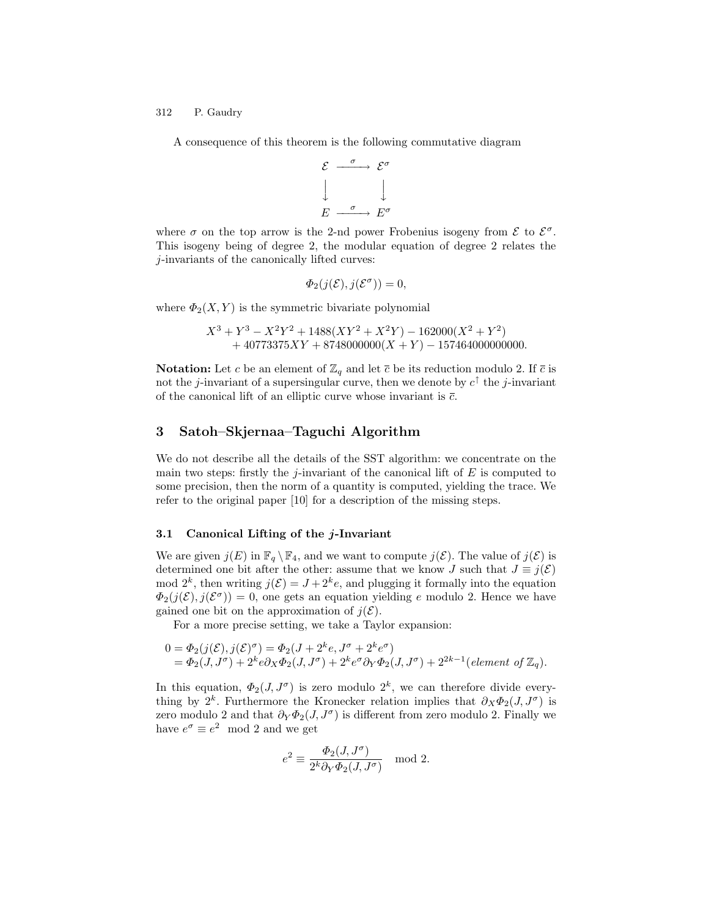A consequence of this theorem is the following commutative diagram

$$
\begin{array}{ccc}
\mathcal{E} & \xrightarrow{\sigma} & \mathcal{E}^\sigma \\
\Big\downarrow & & \Big\downarrow \\
E & \xrightarrow{\sigma} & E^\sigma
\end{array}
$$

where $\sigma$ on the top arrow is the 2-nd power Frobenius isogeny from $\mathcal{E}$ to $\mathcal{E}^\sigma$. This isogeny being of degree 2, the modular equation of degree 2 relates the $j$-invariants of the canonically lifted curves:

$$\Phi_2(j(\mathcal{E}), j(\mathcal{E}^\sigma)) = 0,$$

where $\Phi_2(X, Y)$ is the symmetric bivariate polynomial

$$X^3 + Y^3 - X^2Y^2 + 1488(XY^2 + X^2Y) - 162000(X^2 + Y^2) \\ + 40773375XY + 8748000000(X + Y) - 157464000000000.$$

**Notation:** Let $c$ be an element of $\mathbb{Z}_q$ and let $\overline{c}$ be its reduction modulo 2. If $\overline{c}$ is not the $j$-invariant of a supersingular curve, then we denote by $c^\uparrow$ the $j$-invariant of the canonical lift of an elliptic curve whose invariant is $\overline{c}$.

## 3 Satoh–Skjernaa–Taguchi Algorithm

We do not describe all the details of the SST algorithm: we concentrate on the main two steps: firstly the $j$-invariant of the canonical lift of $E$ is computed to some precision, then the norm of a quantity is computed, yielding the trace. We refer to the original paper [10] for a description of the missing steps.

### 3.1 Canonical Lifting of the $j$-Invariant

We are given $j(E)$ in $\mathbb{F}_q \setminus \mathbb{F}_4$, and we want to compute $j(\mathcal{E})$. The value of $j(\mathcal{E})$ is determined one bit after the other: assume that we know $J$ such that $J \equiv j(\mathcal{E}) \mod 2^k$, then writing $j(\mathcal{E}) = J + 2^k e$, and plugging it formally into the equation $\Phi_2(j(\mathcal{E}), j(\mathcal{E}^\sigma)) = 0$, one gets an equation yielding $e$ modulo 2. Hence we have gained one bit on the approximation of $j(\mathcal{E})$.

For a more precise setting, we take a Taylor expansion:

$$
\begin{aligned}
0 &= \Phi_2(j(\mathcal{E}), j(\mathcal{E})^\sigma) = \Phi_2(J + 2^k e, J^\sigma + 2^k e^\sigma) \\
&= \Phi_2(J, J^\sigma) + 2^k e \partial_X \Phi_2(J, J^\sigma) + 2^k e^\sigma \partial_Y \Phi_2(J, J^\sigma) + 2^{2k-1}(\textit{element of } \mathbb{Z}_q).
\end{aligned}
$$

In this equation, $\Phi_2(J, J^\sigma)$ is zero modulo $2^k$, we can therefore divide everything by $2^k$. Furthermore the Kronecker relation implies that $\partial_X \Phi_2(J, J^\sigma)$ is zero modulo 2 and that $\partial_Y \Phi_2(J, J^\sigma)$ is different from zero modulo 2. Finally we have $e^\sigma \equiv e^2 \mod 2$ and we get

$$e^2 \equiv \frac{\Phi_2(J, J^\sigma)}{2^k \partial_Y \Phi_2(J, J^\sigma)} \mod 2.$$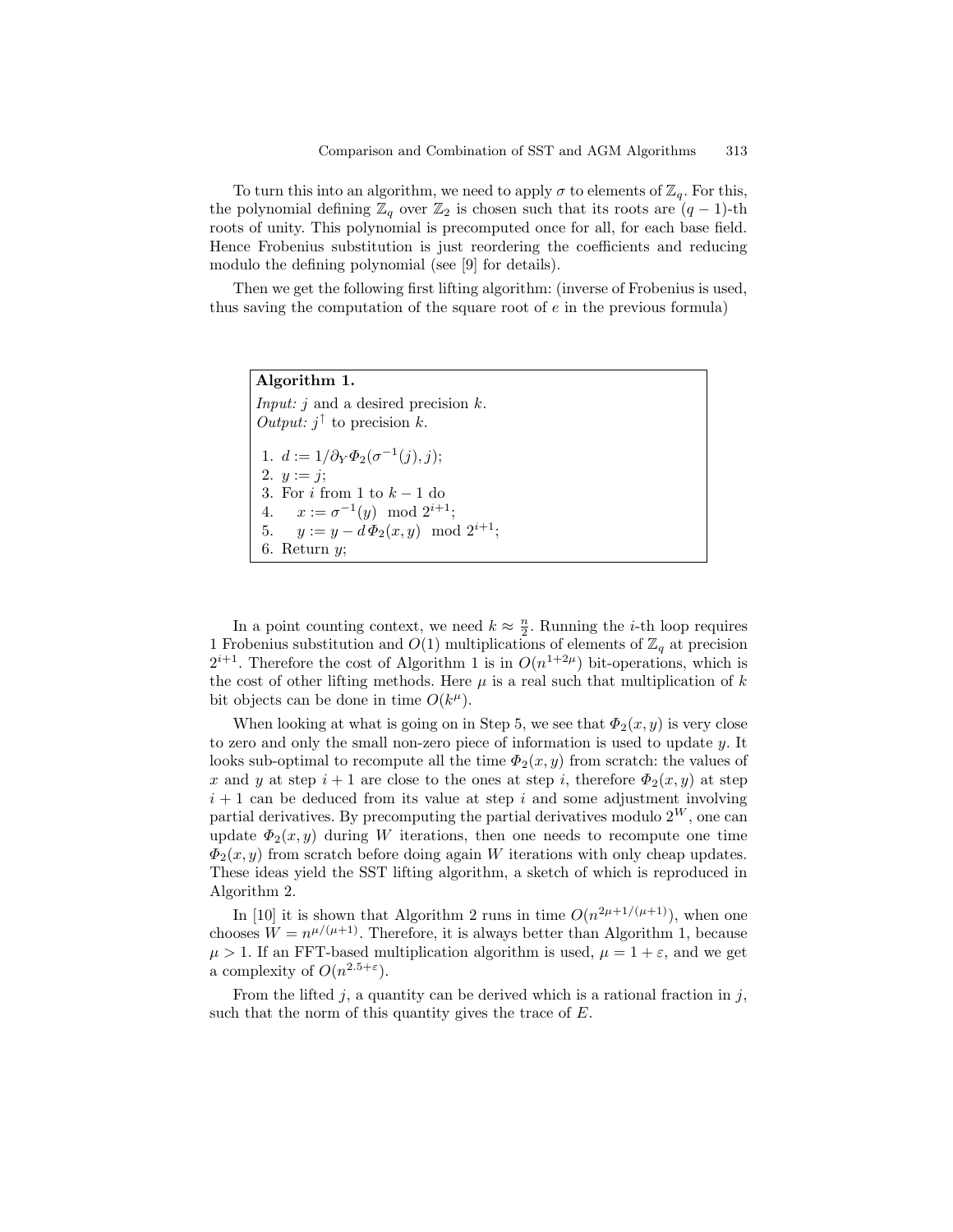To turn this into an algorithm, we need to apply $\sigma$ to elements of $\mathbb{Z}_q$. For this, the polynomial defining $\mathbb{Z}_q$ over $\mathbb{Z}_2$ is chosen such that its roots are $(q-1)$-th roots of unity. This polynomial is precomputed once for all, for each base field. Hence Frobenius substitution is just reordering the coefficients and reducing modulo the defining polynomial (see [9] for details).

Then we get the following first lifting algorithm: (inverse of Frobenius is used, thus saving the computation of the square root of $e$ in the previous formula)

> **Algorithm 1.**
> *Input:* $j$ and a desired precision $k$.
> *Output:* $j^{\uparrow}$ to precision $k$.
>
> 1. $d := 1/\partial_Y \Phi_2(\sigma^{-1}(j), j)$;
> 2. $y := j$;
> 3. For $i$ from 1 to $k-1$ do
> 4. $\quad x := \sigma^{-1}(y) \mod 2^{i+1}$;
> 5. $\quad y := y - d\,\Phi_2(x, y) \mod 2^{i+1}$;
> 6. Return $y$;

In a point counting context, we need $k \approx \frac{n}{2}$. Running the $i$-th loop requires 1 Frobenius substitution and $O(1)$ multiplications of elements of $\mathbb{Z}_q$ at precision $2^{i+1}$. Therefore the cost of Algorithm 1 is in $O(n^{1+2\mu})$ bit-operations, which is the cost of other lifting methods. Here $\mu$ is a real such that multiplication of $k$ bit objects can be done in time $O(k^{\mu})$.

When looking at what is going on in Step 5, we see that $\Phi_2(x, y)$ is very close to zero and only the small non-zero piece of information is used to update $y$. It looks sub-optimal to recompute all the time $\Phi_2(x, y)$ from scratch: the values of $x$ and $y$ at step $i+1$ are close to the ones at step $i$, therefore $\Phi_2(x, y)$ at step $i+1$ can be deduced from its value at step $i$ and some adjustment involving partial derivatives. By precomputing the partial derivatives modulo $2^W$, one can update $\Phi_2(x, y)$ during $W$ iterations, then one needs to recompute one time $\Phi_2(x, y)$ from scratch before doing again $W$ iterations with only cheap updates. These ideas yield the SST lifting algorithm, a sketch of which is reproduced in Algorithm 2.

In [10] it is shown that Algorithm 2 runs in time $O(n^{2\mu+1/(\mu+1)})$, when one chooses $W = n^{\mu/(\mu+1)}$. Therefore, it is always better than Algorithm 1, because $\mu > 1$. If an FFT-based multiplication algorithm is used, $\mu = 1 + \varepsilon$, and we get a complexity of $O(n^{2.5+\varepsilon})$.

From the lifted $j$, a quantity can be derived which is a rational fraction in $j$, such that the norm of this quantity gives the trace of $E$.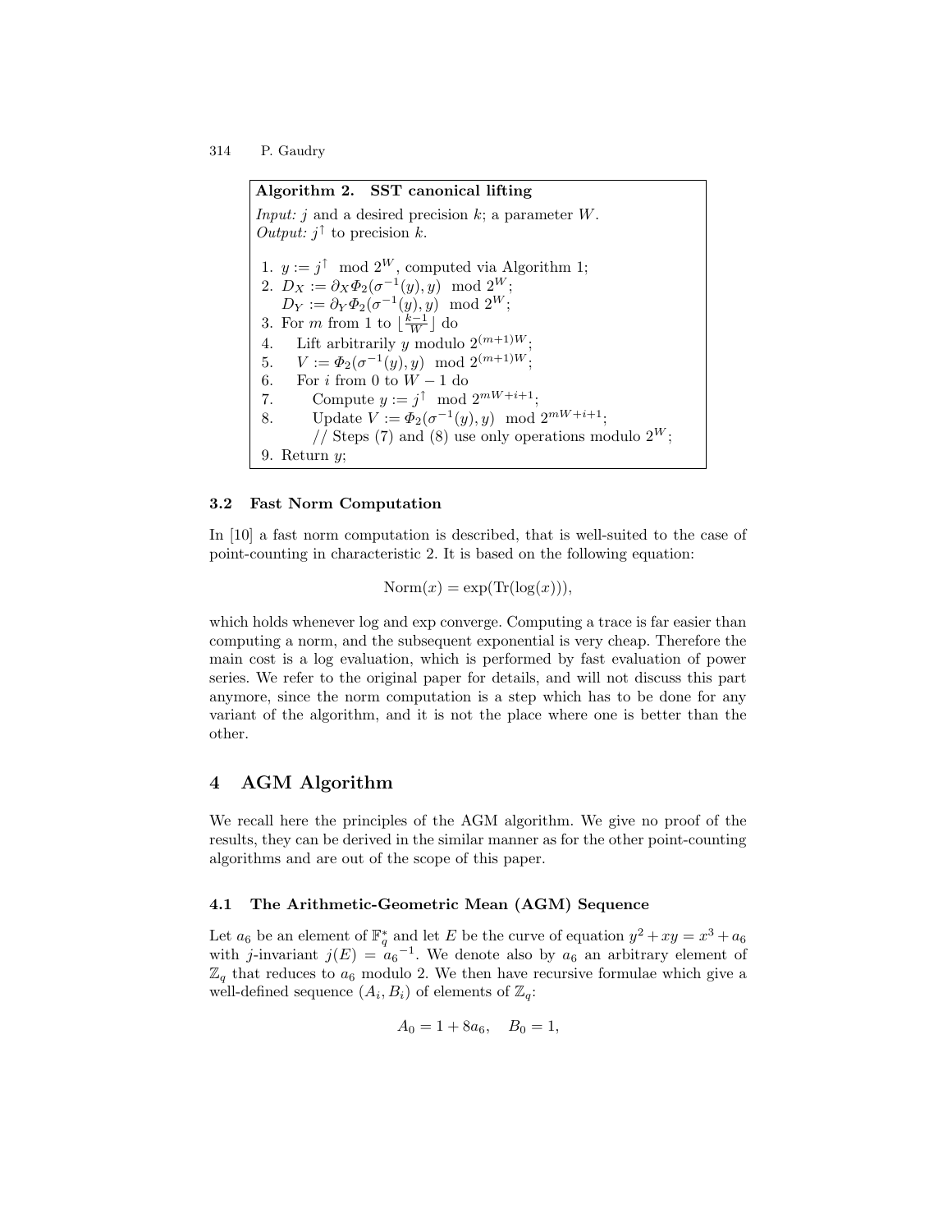**Algorithm 2. SST canonical lifting**

*Input:* $j$ and a desired precision $k$; a parameter $W$.
*Output:* $j^\uparrow$ to precision $k$.

1. $y := j^\uparrow \mod 2^W$, computed via Algorithm 1;
2. $D_X := \partial_X \Phi_2(\sigma^{-1}(y), y) \mod 2^W$;
   $D_Y := \partial_Y \Phi_2(\sigma^{-1}(y), y) \mod 2^W$;
3. For $m$ from 1 to $\lfloor \frac{k-1}{W} \rfloor$ do
4. Lift arbitrarily $y$ modulo $2^{(m+1)W}$;
5. $V := \Phi_2(\sigma^{-1}(y), y) \mod 2^{(m+1)W}$;
6. For $i$ from 0 to $W-1$ do
7. Compute $y := j^\uparrow \mod 2^{mW+i+1}$;
8. Update $V := \Phi_2(\sigma^{-1}(y), y) \mod 2^{mW+i+1}$;
   // Steps (7) and (8) use only operations modulo $2^W$;
9. Return $y$;

### 3.2 Fast Norm Computation

In [10] a fast norm computation is described, that is well-suited to the case of point-counting in characteristic 2. It is based on the following equation:

$$\mathrm{Norm}(x) = \exp(\mathrm{Tr}(\log(x))),$$

which holds whenever log and exp converge. Computing a trace is far easier than computing a norm, and the subsequent exponential is very cheap. Therefore the main cost is a log evaluation, which is performed by fast evaluation of power series. We refer to the original paper for details, and will not discuss this part anymore, since the norm computation is a step which has to be done for any variant of the algorithm, and it is not the place where one is better than the other.

## 4 AGM Algorithm

We recall here the principles of the AGM algorithm. We give no proof of the results, they can be derived in the similar manner as for the other point-counting algorithms and are out of the scope of this paper.

### 4.1 The Arithmetic-Geometric Mean (AGM) Sequence

Let $a_6$ be an element of $\mathbb{F}_q^*$ and let $E$ be the curve of equation $y^2 + xy = x^3 + a_6$ with $j$-invariant $j(E) = a_6^{-1}$. We denote also by $a_6$ an arbitrary element of $\mathbb{Z}_q$ that reduces to $a_6$ modulo 2. We then have recursive formulae which give a well-defined sequence $(A_i, B_i)$ of elements of $\mathbb{Z}_q$:

$$A_0 = 1 + 8a_6, \quad B_0 = 1,$$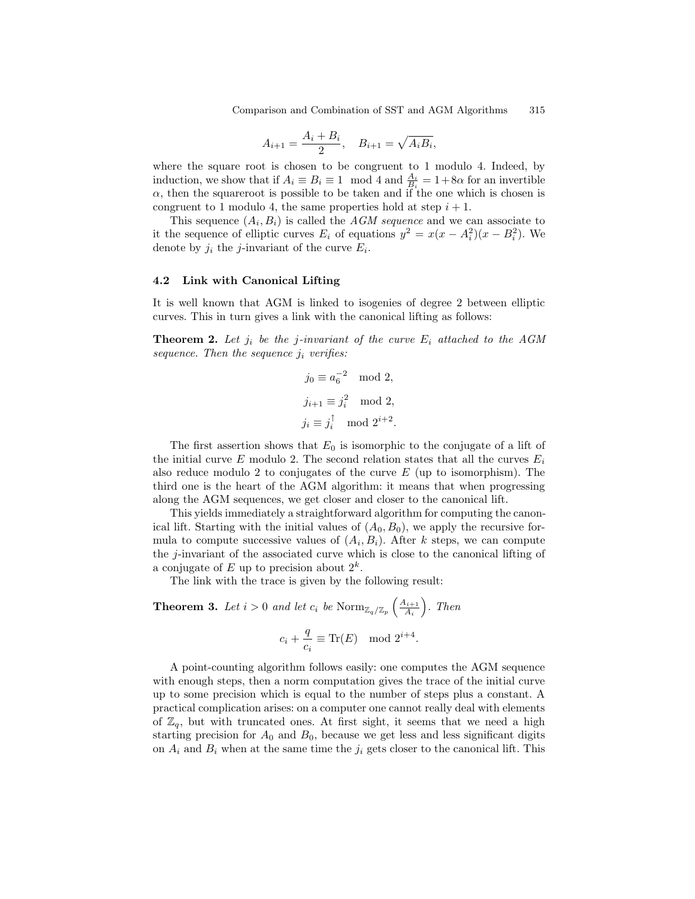$$A_{i+1} = \frac{A_i + B_i}{2}, \quad B_{i+1} = \sqrt{A_i B_i},$$

where the square root is chosen to be congruent to 1 modulo 4. Indeed, by induction, we show that if $A_i \equiv B_i \equiv 1 \mod 4$ and $\frac{A_i}{B_i} = 1 + 8\alpha$ for an invertible $\alpha$, then the squareroot is possible to be taken and if the one which is chosen is congruent to 1 modulo 4, the same properties hold at step $i+1$.

This sequence $(A_i, B_i)$ is called the *AGM sequence* and we can associate to it the sequence of elliptic curves $E_i$ of equations $y^2 = x(x - A_i^2)(x - B_i^2)$. We denote by $j_i$ the $j$-invariant of the curve $E_i$.

### 4.2 Link with Canonical Lifting

It is well known that AGM is linked to isogenies of degree 2 between elliptic curves. This in turn gives a link with the canonical lifting as follows:

**Theorem 2.** *Let $j_i$ be the $j$-invariant of the curve $E_i$ attached to the AGM sequence. Then the sequence $j_i$ verifies:*

$$j_0 \equiv a_6^{-2} \mod 2,$$
$$j_{i+1} \equiv j_i^2 \mod 2,$$
$$j_i \equiv j_i^{\uparrow} \mod 2^{i+2}.$$

The first assertion shows that $E_0$ is isomorphic to the conjugate of a lift of the initial curve $E$ modulo 2. The second relation states that all the curves $E_i$ also reduce modulo 2 to conjugates of the curve $E$ (up to isomorphism). The third one is the heart of the AGM algorithm: it means that when progressing along the AGM sequences, we get closer and closer to the canonical lift.

This yields immediately a straightforward algorithm for computing the canonical lift. Starting with the initial values of $(A_0, B_0)$, we apply the recursive formula to compute successive values of $(A_i, B_i)$. After $k$ steps, we can compute the $j$-invariant of the associated curve which is close to the canonical lifting of a conjugate of $E$ up to precision about $2^k$.

The link with the trace is given by the following result:

**Theorem 3.** *Let $i > 0$ and let $c_i$ be $\mathrm{Norm}_{\mathbb{Z}_q/\mathbb{Z}_p}\left(\frac{A_{i+1}}{A_i}\right)$. Then*

$$c_i + \frac{q}{c_i} \equiv \mathrm{Tr}(E) \mod 2^{i+4}.$$

A point-counting algorithm follows easily: one computes the AGM sequence with enough steps, then a norm computation gives the trace of the initial curve up to some precision which is equal to the number of steps plus a constant. A practical complication arises: on a computer one cannot really deal with elements of $\mathbb{Z}_q$, but with truncated ones. At first sight, it seems that we need a high starting precision for $A_0$ and $B_0$, because we get less and less significant digits on $A_i$ and $B_i$ when at the same time the $j_i$ gets closer to the canonical lift. This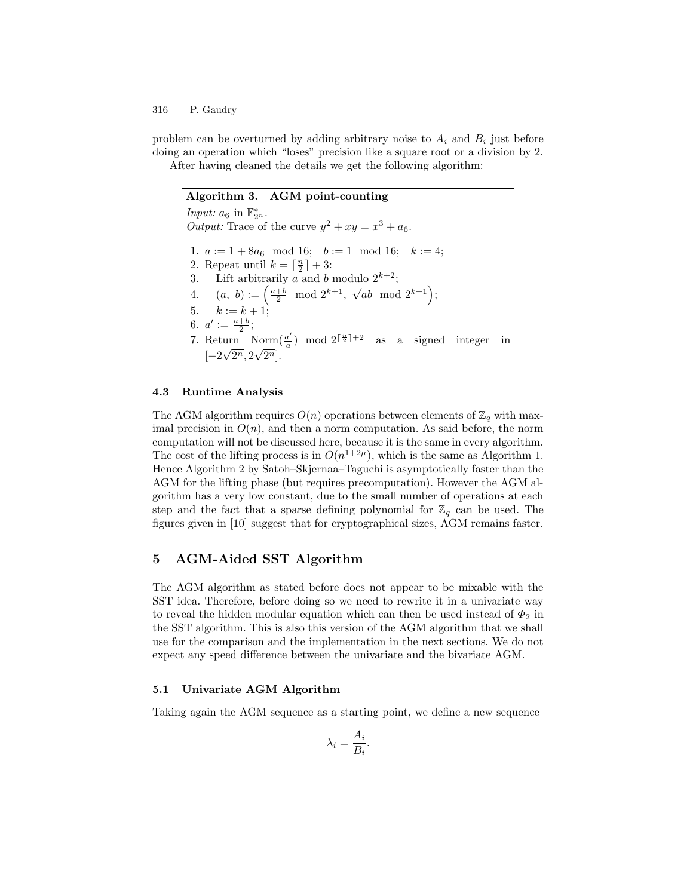problem can be overturned by adding arbitrary noise to $A_i$ and $B_i$ just before doing an operation which "loses" precision like a square root or a division by 2.

After having cleaned the details we get the following algorithm:

**Algorithm 3. AGM point-counting**

*Input:* $a_6$ in $\mathbb{F}_{2^n}^*$.
*Output:* Trace of the curve $y^2 + xy = x^3 + a_6$.

1. $a := 1 + 8a_6 \mod 16$; $\quad b := 1 \mod 16$; $\quad k := 4$;
2. Repeat until $k = \lceil \frac{n}{2} \rceil + 3$:
3. Lift arbitrarily $a$ and $b$ modulo $2^{k+2}$;
4. $(a,\ b) := \left( \frac{a+b}{2} \mod 2^{k+1},\ \sqrt{ab} \mod 2^{k+1} \right)$;
5. $k := k + 1$;
6. $a' := \frac{a+b}{2}$;
7. Return $\mathrm{Norm}(\frac{a'}{a}) \mod 2^{\lceil \frac{n}{2} \rceil + 2}$ as a signed integer in $[-2\sqrt{2^n}, 2\sqrt{2^n}]$.

### 4.3 Runtime Analysis

The AGM algorithm requires $O(n)$ operations between elements of $\mathbb{Z}_q$ with maximal precision in $O(n)$, and then a norm computation. As said before, the norm computation will not be discussed here, because it is the same in every algorithm. The cost of the lifting process is in $O(n^{1+2\mu})$, which is the same as Algorithm 1. Hence Algorithm 2 by Satoh–Skjernaa–Taguchi is asymptotically faster than the AGM for the lifting phase (but requires precomputation). However the AGM algorithm has a very low constant, due to the small number of operations at each step and the fact that a sparse defining polynomial for $\mathbb{Z}_q$ can be used. The figures given in [10] suggest that for cryptographical sizes, AGM remains faster.

## 5 AGM-Aided SST Algorithm

The AGM algorithm as stated before does not appear to be mixable with the SST idea. Therefore, before doing so we need to rewrite it in a univariate way to reveal the hidden modular equation which can then be used instead of $\Phi_2$ in the SST algorithm. This is also this version of the AGM algorithm that we shall use for the comparison and the implementation in the next sections. We do not expect any speed difference between the univariate and the bivariate AGM.

### 5.1 Univariate AGM Algorithm

Taking again the AGM sequence as a starting point, we define a new sequence

$$\lambda_i = \frac{A_i}{B_i}.$$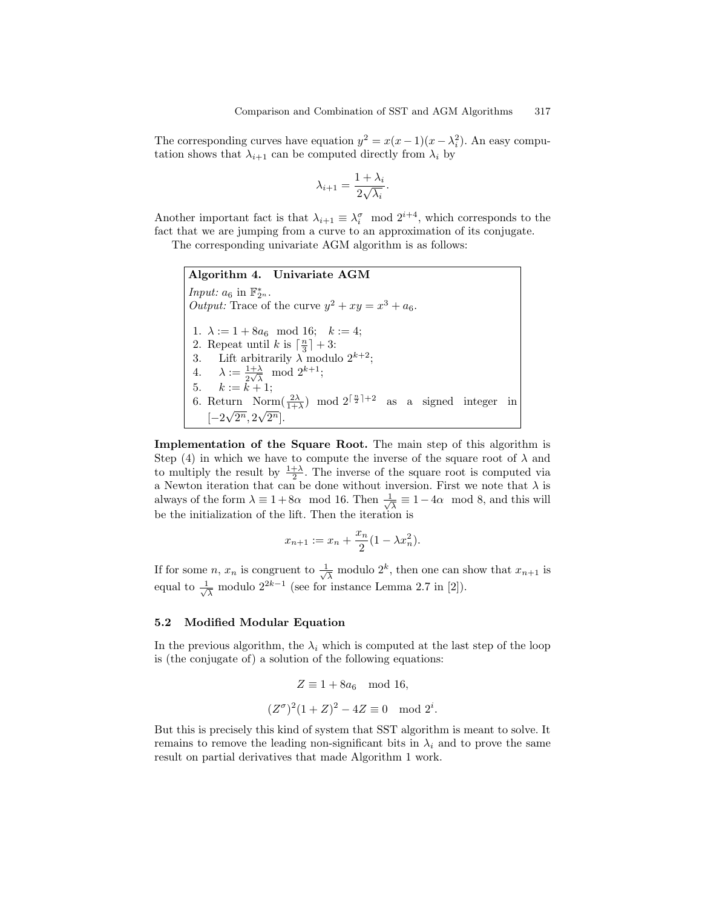The corresponding curves have equation $y^2 = x(x-1)(x-\lambda_i^2)$. An easy computation shows that $\lambda_{i+1}$ can be computed directly from $\lambda_i$ by

$$\lambda_{i+1} = \frac{1+\lambda_i}{2\sqrt{\lambda_i}}.$$

Another important fact is that $\lambda_{i+1} \equiv \lambda_i^\sigma \mod 2^{i+4}$, which corresponds to the fact that we are jumping from a curve to an approximation of its conjugate.

The corresponding univariate AGM algorithm is as follows:

**Algorithm 4. Univariate AGM**

*Input:* $a_6$ in $\mathbb{F}_{2^n}^*$.
*Output:* Trace of the curve $y^2 + xy = x^3 + a_6$.

1. $\lambda := 1 + 8a_6 \mod 16$; $\quad k := 4$;
2. Repeat until $k$ is $\lceil \frac{n}{3} \rceil + 3$:
3. Lift arbitrarily $\lambda$ modulo $2^{k+2}$;
4. $\lambda := \frac{1+\lambda}{2\sqrt{\lambda}} \mod 2^{k+1}$;
5. $k := k + 1$;
6. Return $\mathrm{Norm}(\frac{2\lambda}{1+\lambda}) \mod 2^{\lceil \frac{n}{2} \rceil + 2}$ as a signed integer in $[-2\sqrt{2^n}, 2\sqrt{2^n}]$.

**Implementation of the Square Root.** The main step of this algorithm is Step (4) in which we have to compute the inverse of the square root of $\lambda$ and to multiply the result by $\frac{1+\lambda}{2}$. The inverse of the square root is computed via a Newton iteration that can be done without inversion. First we note that $\lambda$ is always of the form $\lambda \equiv 1 + 8\alpha \mod 16$. Then $\frac{1}{\sqrt{\lambda}} \equiv 1 - 4\alpha \mod 8$, and this will be the initialization of the lift. Then the iteration is

$$x_{n+1} := x_n + \frac{x_n}{2}(1 - \lambda x_n^2).$$

If for some $n$, $x_n$ is congruent to $\frac{1}{\sqrt{\lambda}}$ modulo $2^k$, then one can show that $x_{n+1}$ is equal to $\frac{1}{\sqrt{\lambda}}$ modulo $2^{2k-1}$ (see for instance Lemma 2.7 in [2]).

### 5.2 Modified Modular Equation

In the previous algorithm, the $\lambda_i$ which is computed at the last step of the loop is (the conjugate of) a solution of the following equations:

$$Z \equiv 1 + 8a_6 \mod 16,$$

$$(Z^\sigma)^2(1+Z)^2 - 4Z \equiv 0 \mod 2^i.$$

But this is precisely this kind of system that SST algorithm is meant to solve. It remains to remove the leading non-significant bits in $\lambda_i$ and to prove the same result on partial derivatives that made Algorithm 1 work.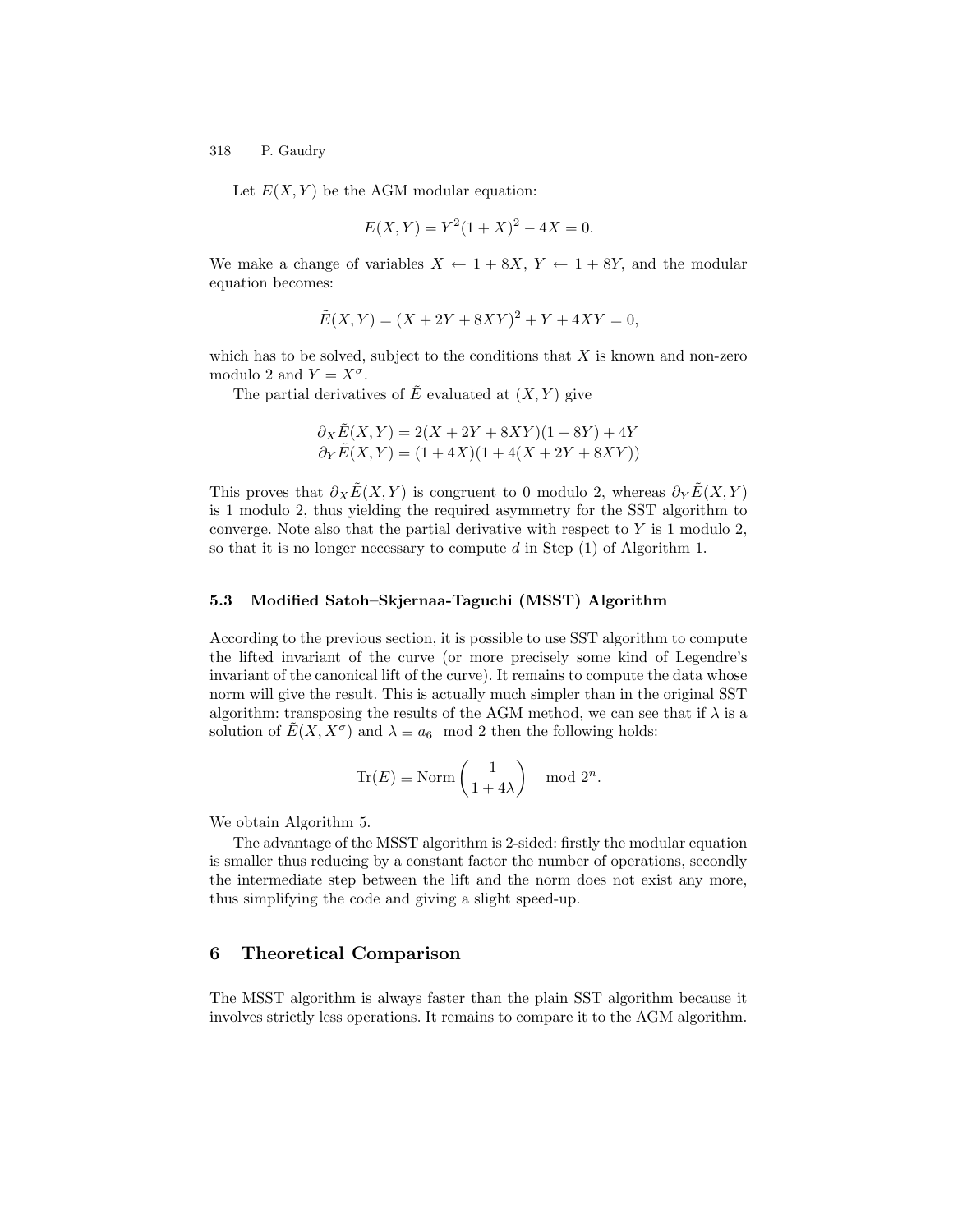Let $E(X,Y)$ be the AGM modular equation:

$$E(X,Y) = Y^2(1+X)^2 - 4X = 0.$$

We make a change of variables $X \leftarrow 1 + 8X$, $Y \leftarrow 1 + 8Y$, and the modular equation becomes:

$$\tilde{E}(X,Y) = (X + 2Y + 8XY)^2 + Y + 4XY = 0,$$

which has to be solved, subject to the conditions that $X$ is known and non-zero modulo 2 and $Y = X^\sigma$.

The partial derivatives of $\tilde{E}$ evaluated at $(X,Y)$ give

$$\begin{aligned}
\partial_X \tilde{E}(X,Y) &= 2(X + 2Y + 8XY)(1 + 8Y) + 4Y \\
\partial_Y \tilde{E}(X,Y) &= (1 + 4X)(1 + 4(X + 2Y + 8XY))
\end{aligned}$$

This proves that $\partial_X \tilde{E}(X,Y)$ is congruent to 0 modulo 2, whereas $\partial_Y \tilde{E}(X,Y)$ is 1 modulo 2, thus yielding the required asymmetry for the SST algorithm to converge. Note also that the partial derivative with respect to $Y$ is 1 modulo 2, so that it is no longer necessary to compute $d$ in Step (1) of Algorithm 1.

### 5.3 Modified Satoh–Skjernaa-Taguchi (MSST) Algorithm

According to the previous section, it is possible to use SST algorithm to compute the lifted invariant of the curve (or more precisely some kind of Legendre's invariant of the canonical lift of the curve). It remains to compute the data whose norm will give the result. This is actually much simpler than in the original SST algorithm: transposing the results of the AGM method, we can see that if $\lambda$ is a solution of $\tilde{E}(X, X^\sigma)$ and $\lambda \equiv a_6 \mod 2$ then the following holds:

$$\mathrm{Tr}(E) \equiv \mathrm{Norm}\left(\frac{1}{1+4\lambda}\right) \mod 2^n.$$

We obtain Algorithm 5.

The advantage of the MSST algorithm is 2-sided: firstly the modular equation is smaller thus reducing by a constant factor the number of operations, secondly the intermediate step between the lift and the norm does not exist any more, thus simplifying the code and giving a slight speed-up.

## 6 Theoretical Comparison

The MSST algorithm is always faster than the plain SST algorithm because it involves strictly less operations. It remains to compare it to the AGM algorithm.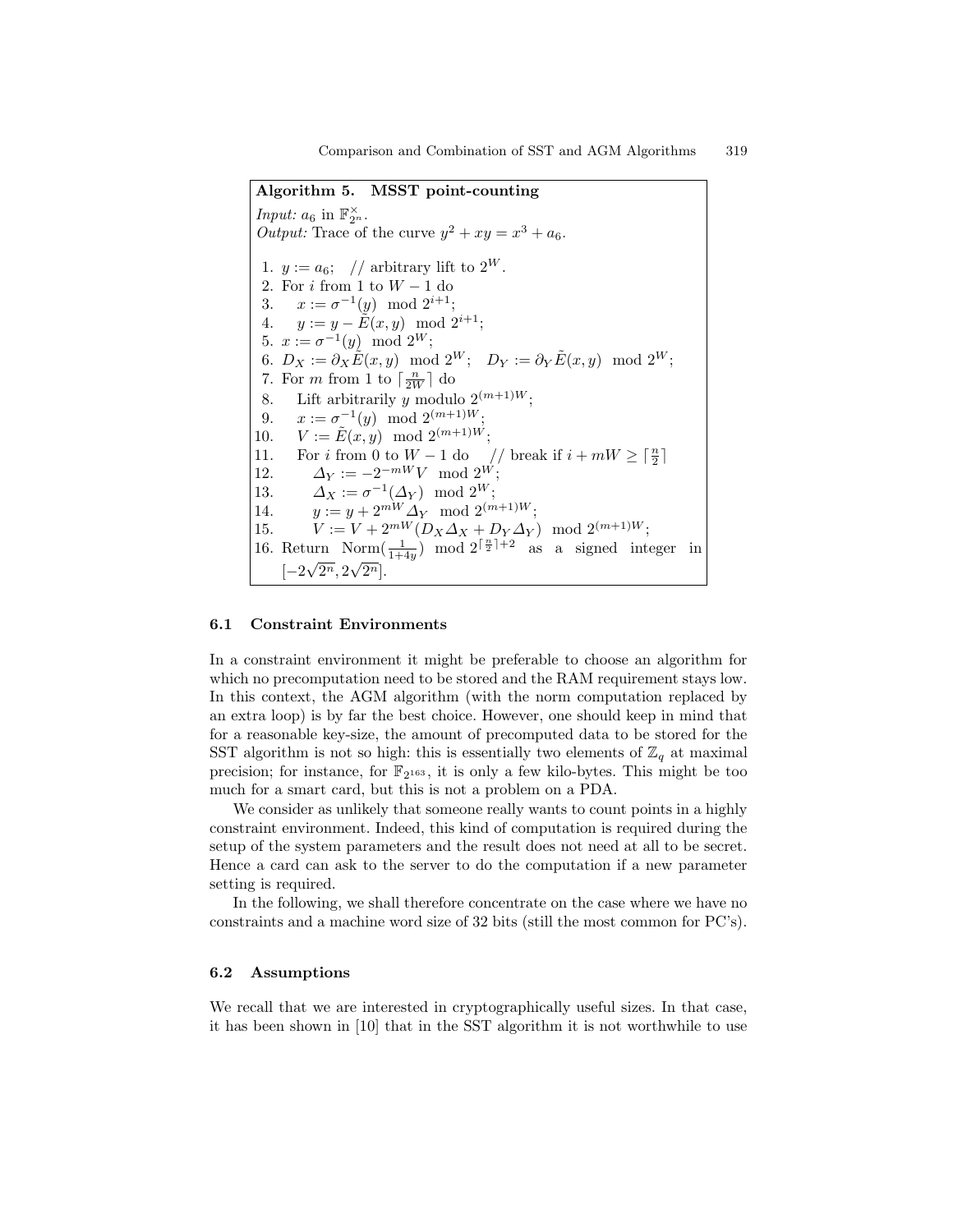**Algorithm 5. MSST point-counting**

*Input:* $a_6$ in $\mathbb{F}_{2^n}^{\times}$.
*Output:* Trace of the curve $y^2 + xy = x^3 + a_6$.

1. $y := a_6$; // arbitrary lift to $2^W$.
2. For $i$ from 1 to $W - 1$ do
3. $\quad x := \sigma^{-1}(y) \mod 2^{i+1}$;
4. $\quad y := y - \tilde{E}(x, y) \mod 2^{i+1}$;
5. $x := \sigma^{-1}(y) \mod 2^W$;
6. $D_X := \partial_X \tilde{E}(x, y) \mod 2^W$; $D_Y := \partial_Y \tilde{E}(x, y) \mod 2^W$;
7. For $m$ from 1 to $\lceil \frac{n}{2W} \rceil$ do
8. $\quad$ Lift arbitrarily $y$ modulo $2^{(m+1)W}$;
9. $\quad x := \sigma^{-1}(y) \mod 2^{(m+1)W}$;
10. $\quad V := \tilde{E}(x, y) \mod 2^{(m+1)W}$;
11. $\quad$ For $i$ from 0 to $W - 1$ do // break if $i + mW \geq \lceil \frac{n}{2} \rceil$
12. $\quad\quad \Delta_Y := -2^{-mW} V \mod 2^W$;
13. $\quad\quad \Delta_X := \sigma^{-1}(\Delta_Y) \mod 2^W$;
14. $\quad\quad y := y + 2^{mW} \Delta_Y \mod 2^{(m+1)W}$;
15. $\quad\quad V := V + 2^{mW}(D_X \Delta_X + D_Y \Delta_Y) \mod 2^{(m+1)W}$;
16. Return $\mathrm{Norm}(\frac{1}{1+4y}) \mod 2^{\lceil \frac{n}{2} \rceil + 2}$ as a signed integer in $[-2\sqrt{2^n}, 2\sqrt{2^n}]$.

### 6.1 Constraint Environments

In a constraint environment it might be preferable to choose an algorithm for which no precomputation need to be stored and the RAM requirement stays low. In this context, the AGM algorithm (with the norm computation replaced by an extra loop) is by far the best choice. However, one should keep in mind that for a reasonable key-size, the amount of precomputed data to be stored for the SST algorithm is not so high: this is essentially two elements of $\mathbb{Z}_q$ at maximal precision; for instance, for $\mathbb{F}_{2^{163}}$, it is only a few kilo-bytes. This might be too much for a smart card, but this is not a problem on a PDA.

We consider as unlikely that someone really wants to count points in a highly constraint environment. Indeed, this kind of computation is required during the setup of the system parameters and the result does not need at all to be secret. Hence a card can ask to the server to do the computation if a new parameter setting is required.

In the following, we shall therefore concentrate on the case where we have no constraints and a machine word size of 32 bits (still the most common for PC's).

### 6.2 Assumptions

We recall that we are interested in cryptographically useful sizes. In that case, it has been shown in [10] that in the SST algorithm it is not worthwhile to use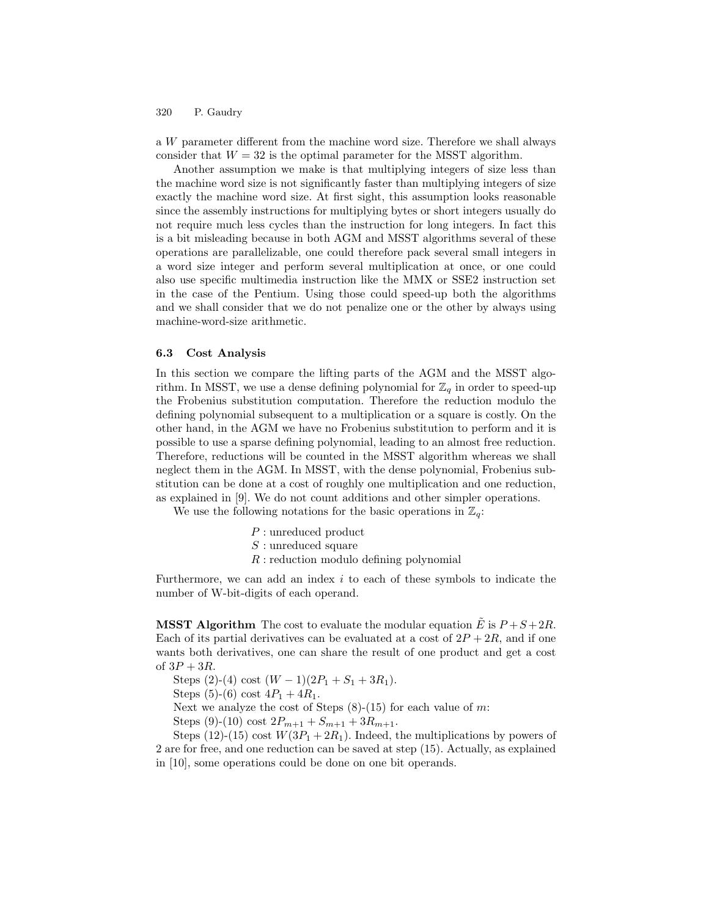a $W$ parameter different from the machine word size. Therefore we shall always consider that $W = 32$ is the optimal parameter for the MSST algorithm.

Another assumption we make is that multiplying integers of size less than the machine word size is not significantly faster than multiplying integers of size exactly the machine word size. At first sight, this assumption looks reasonable since the assembly instructions for multiplying bytes or short integers usually do not require much less cycles than the instruction for long integers. In fact this is a bit misleading because in both AGM and MSST algorithms several of these operations are parallelizable, one could therefore pack several small integers in a word size integer and perform several multiplication at once, or one could also use specific multimedia instruction like the MMX or SSE2 instruction set in the case of the Pentium. Using those could speed-up both the algorithms and we shall consider that we do not penalize one or the other by always using machine-word-size arithmetic.

### 6.3 Cost Analysis

In this section we compare the lifting parts of the AGM and the MSST algorithm. In MSST, we use a dense defining polynomial for $\mathbb{Z}_q$ in order to speed-up the Frobenius substitution computation. Therefore the reduction modulo the defining polynomial subsequent to a multiplication or a square is costly. On the other hand, in the AGM we have no Frobenius substitution to perform and it is possible to use a sparse defining polynomial, leading to an almost free reduction. Therefore, reductions will be counted in the MSST algorithm whereas we shall neglect them in the AGM. In MSST, with the dense polynomial, Frobenius substitution can be done at a cost of roughly one multiplication and one reduction, as explained in [9]. We do not count additions and other simpler operations.

We use the following notations for the basic operations in $\mathbb{Z}_q$:

$P$ : unreduced product
$S$ : unreduced square
$R$ : reduction modulo defining polynomial

Furthermore, we can add an index $i$ to each of these symbols to indicate the number of W-bit-digits of each operand.

**MSST Algorithm** The cost to evaluate the modular equation $\tilde{E}$ is $P + S + 2R$. Each of its partial derivatives can be evaluated at a cost of $2P + 2R$, and if one wants both derivatives, one can share the result of one product and get a cost of $3P + 3R$.

Steps (2)-(4) cost $(W - 1)(2P_1 + S_1 + 3R_1)$.

Steps (5)-(6) cost $4P_1 + 4R_1$.

Next we analyze the cost of Steps (8)-(15) for each value of $m$:

Steps (9)-(10) cost $2P_{m+1} + S_{m+1} + 3R_{m+1}$.

Steps (12)-(15) cost $W(3P_1 + 2R_1)$. Indeed, the multiplications by powers of 2 are for free, and one reduction can be saved at step (15). Actually, as explained in [10], some operations could be done on one bit operands.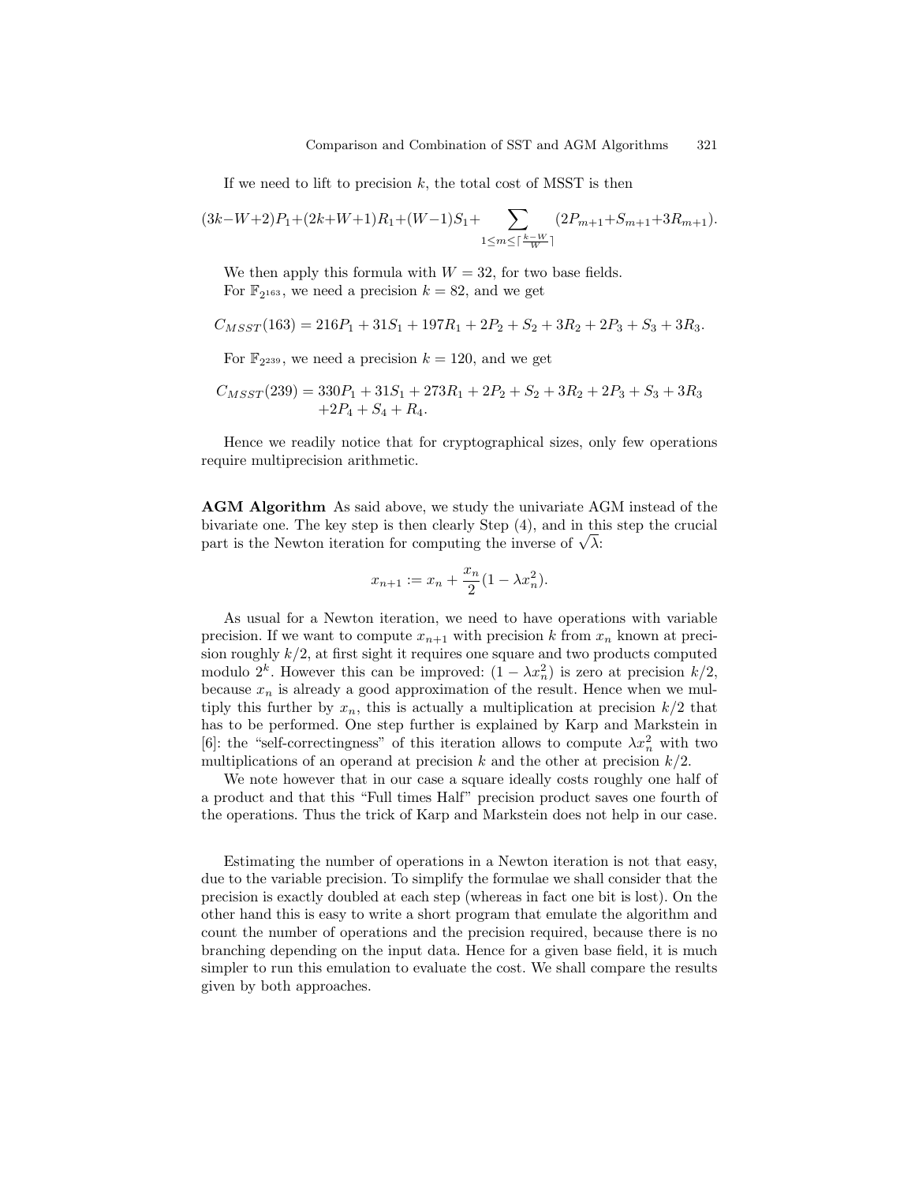If we need to lift to precision $k$, the total cost of MSST is then

$$(3k-W+2)P_1+(2k+W+1)R_1+(W-1)S_1+\sum_{1\le m\le \lceil \frac{k-W}{W}\rceil}(2P_{m+1}+S_{m+1}+3R_{m+1}).$$

We then apply this formula with $W=32$, for two base fields.

For $\mathbb{F}_{2^{163}}$, we need a precision $k=82$, and we get

$$C_{MSST}(163)=216P_1+31S_1+197R_1+2P_2+S_2+3R_2+2P_3+S_3+3R_3.$$

For $\mathbb{F}_{2^{239}}$, we need a precision $k=120$, and we get

$$C_{MSST}(239)=330P_1+31S_1+273R_1+2P_2+S_2+3R_2+2P_3+S_3+3R_3 \\ +2P_4+S_4+R_4.$$

Hence we readily notice that for cryptographical sizes, only few operations require multiprecision arithmetic.

**AGM Algorithm** As said above, we study the univariate AGM instead of the bivariate one. The key step is then clearly Step (4), and in this step the crucial part is the Newton iteration for computing the inverse of $\sqrt{\lambda}$:

$$x_{n+1}:=x_n+\frac{x_n}{2}(1-\lambda x_n^2).$$

As usual for a Newton iteration, we need to have operations with variable precision. If we want to compute $x_{n+1}$ with precision $k$ from $x_n$ known at precision roughly $k/2$, at first sight it requires one square and two products computed modulo $2^k$. However this can be improved: $(1-\lambda x_n^2)$ is zero at precision $k/2$, because $x_n$ is already a good approximation of the result. Hence when we multiply this further by $x_n$, this is actually a multiplication at precision $k/2$ that has to be performed. One step further is explained by Karp and Markstein in [6]: the "self-correctingness" of this iteration allows to compute $\lambda x_n^2$ with two multiplications of an operand at precision $k$ and the other at precision $k/2$.

We note however that in our case a square ideally costs roughly one half of a product and that this "Full times Half" precision product saves one fourth of the operations. Thus the trick of Karp and Markstein does not help in our case.

Estimating the number of operations in a Newton iteration is not that easy, due to the variable precision. To simplify the formulae we shall consider that the precision is exactly doubled at each step (whereas in fact one bit is lost). On the other hand this is easy to write a short program that emulate the algorithm and count the number of operations and the precision required, because there is no branching depending on the input data. Hence for a given base field, it is much simpler to run this emulation to evaluate the cost. We shall compare the results given by both approaches.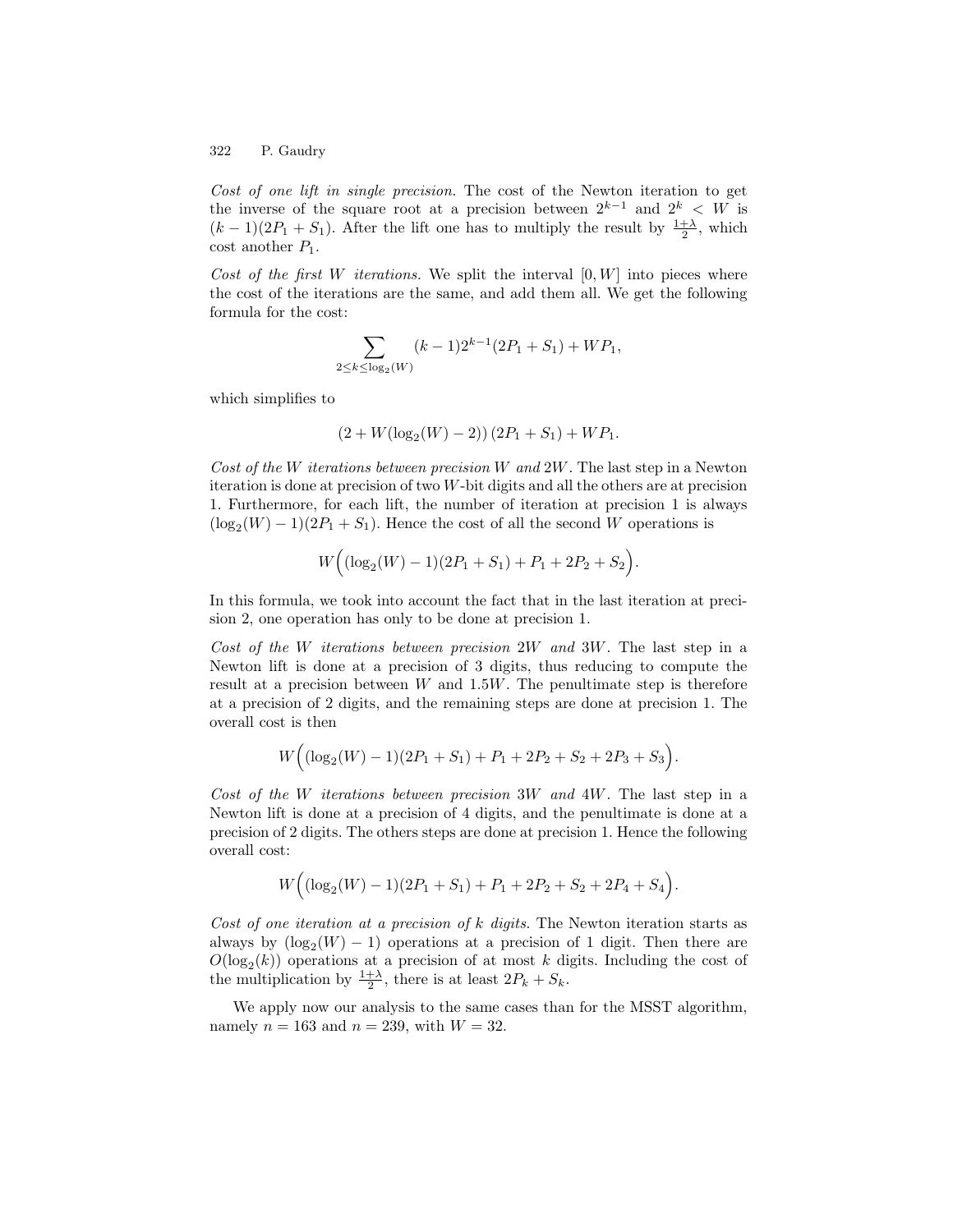*Cost of one lift in single precision.* The cost of the Newton iteration to get the inverse of the square root at a precision between $2^{k-1}$ and $2^k < W$ is $(k-1)(2P_1 + S_1)$. After the lift one has to multiply the result by $\frac{1+\lambda}{2}$, which cost another $P_1$.

*Cost of the first $W$ iterations.* We split the interval $[0, W]$ into pieces where the cost of the iterations are the same, and add them all. We get the following formula for the cost:

$$\sum_{2 \leq k \leq \log_2(W)} (k-1)2^{k-1}(2P_1 + S_1) + WP_1,$$

which simplifies to

$$(2 + W(\log_2(W) - 2))\,(2P_1 + S_1) + WP_1.$$

*Cost of the $W$ iterations between precision $W$ and $2W$.* The last step in a Newton iteration is done at precision of two $W$-bit digits and all the others are at precision 1. Furthermore, for each lift, the number of iteration at precision 1 is always $(\log_2(W) - 1)(2P_1 + S_1)$. Hence the cost of all the second $W$ operations is

$$W\Big((\log_2(W) - 1)(2P_1 + S_1) + P_1 + 2P_2 + S_2\Big).$$

In this formula, we took into account the fact that in the last iteration at precision 2, one operation has only to be done at precision 1.

*Cost of the $W$ iterations between precision $2W$ and $3W$.* The last step in a Newton lift is done at a precision of 3 digits, thus reducing to compute the result at a precision between $W$ and $1.5W$. The penultimate step is therefore at a precision of 2 digits, and the remaining steps are done at precision 1. The overall cost is then

$$W\Big((\log_2(W) - 1)(2P_1 + S_1) + P_1 + 2P_2 + S_2 + 2P_3 + S_3\Big).$$

*Cost of the $W$ iterations between precision $3W$ and $4W$.* The last step in a Newton lift is done at a precision of 4 digits, and the penultimate is done at a precision of 2 digits. The others steps are done at precision 1. Hence the following overall cost:

$$W\Big((\log_2(W) - 1)(2P_1 + S_1) + P_1 + 2P_2 + S_2 + 2P_4 + S_4\Big).$$

*Cost of one iteration at a precision of $k$ digits.* The Newton iteration starts as always by $(\log_2(W) - 1)$ operations at a precision of 1 digit. Then there are $O(\log_2(k))$ operations at a precision of at most $k$ digits. Including the cost of the multiplication by $\frac{1+\lambda}{2}$, there is at least $2P_k + S_k$.

We apply now our analysis to the same cases than for the MSST algorithm, namely $n = 163$ and $n = 239$, with $W = 32$.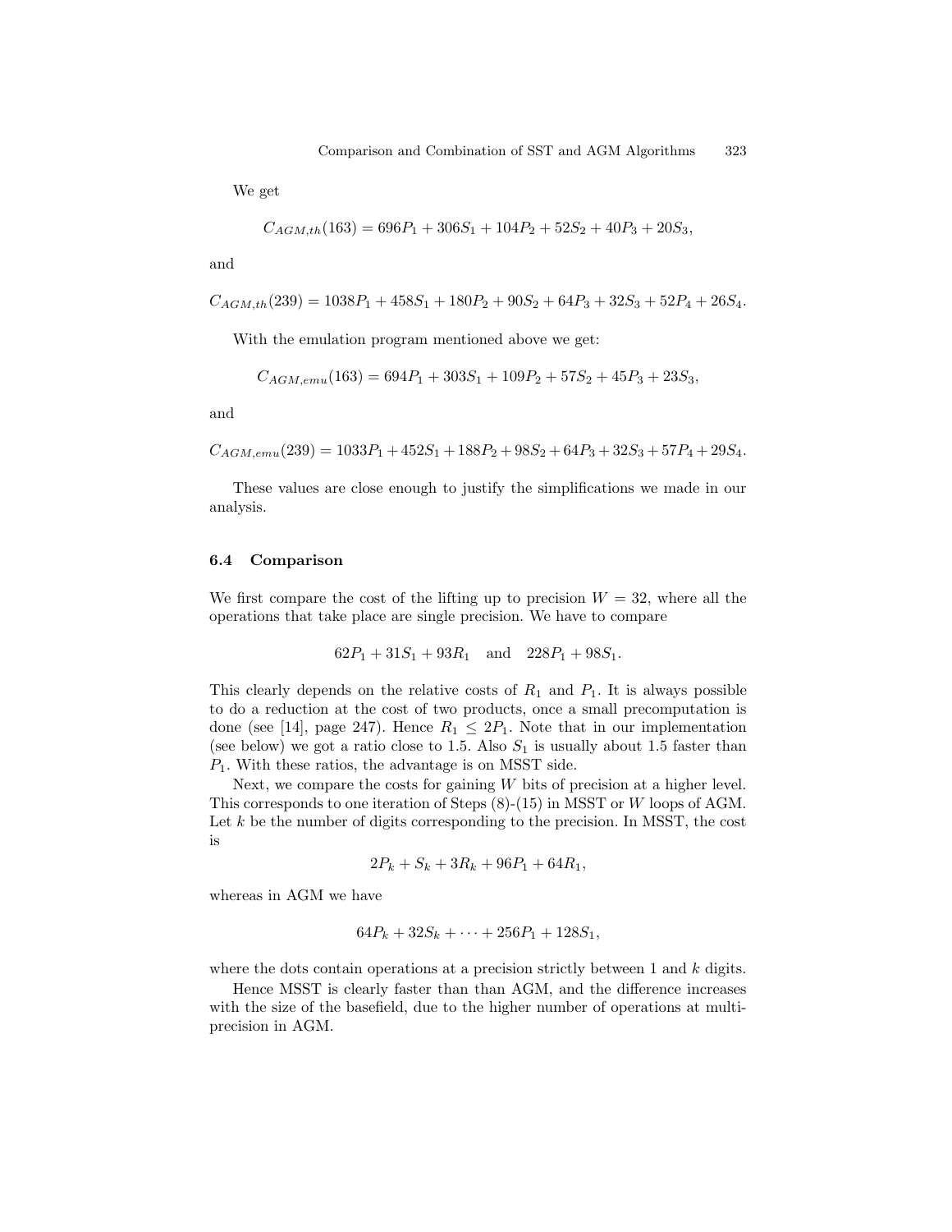We get

$$C_{AGM,th}(163) = 696P_1 + 306S_1 + 104P_2 + 52S_2 + 40P_3 + 20S_3,$$

and

$$C_{AGM,th}(239) = 1038P_1 + 458S_1 + 180P_2 + 90S_2 + 64P_3 + 32S_3 + 52P_4 + 26S_4.$$

With the emulation program mentioned above we get:

$$C_{AGM,emu}(163) = 694P_1 + 303S_1 + 109P_2 + 57S_2 + 45P_3 + 23S_3,$$

and

$$C_{AGM,emu}(239) = 1033P_1 + 452S_1 + 188P_2 + 98S_2 + 64P_3 + 32S_3 + 57P_4 + 29S_4.$$

These values are close enough to justify the simplifications we made in our analysis.

### 6.4 Comparison

We first compare the cost of the lifting up to precision $W = 32$, where all the operations that take place are single precision. We have to compare

$$62P_1 + 31S_1 + 93R_1 \quad \text{and} \quad 228P_1 + 98S_1.$$

This clearly depends on the relative costs of $R_1$ and $P_1$. It is always possible to do a reduction at the cost of two products, once a small precomputation is done (see [14], page 247). Hence $R_1 \leq 2P_1$. Note that in our implementation (see below) we got a ratio close to 1.5. Also $S_1$ is usually about 1.5 faster than $P_1$. With these ratios, the advantage is on MSST side.

Next, we compare the costs for gaining $W$ bits of precision at a higher level. This corresponds to one iteration of Steps (8)-(15) in MSST or $W$ loops of AGM. Let $k$ be the number of digits corresponding to the precision. In MSST, the cost is

$$2P_k + S_k + 3R_k + 96P_1 + 64R_1,$$

whereas in AGM we have

$$64P_k + 32S_k + \cdots + 256P_1 + 128S_1,$$

where the dots contain operations at a precision strictly between 1 and $k$ digits.

Hence MSST is clearly faster than than AGM, and the difference increases with the size of the basefield, due to the higher number of operations at multi-precision in AGM.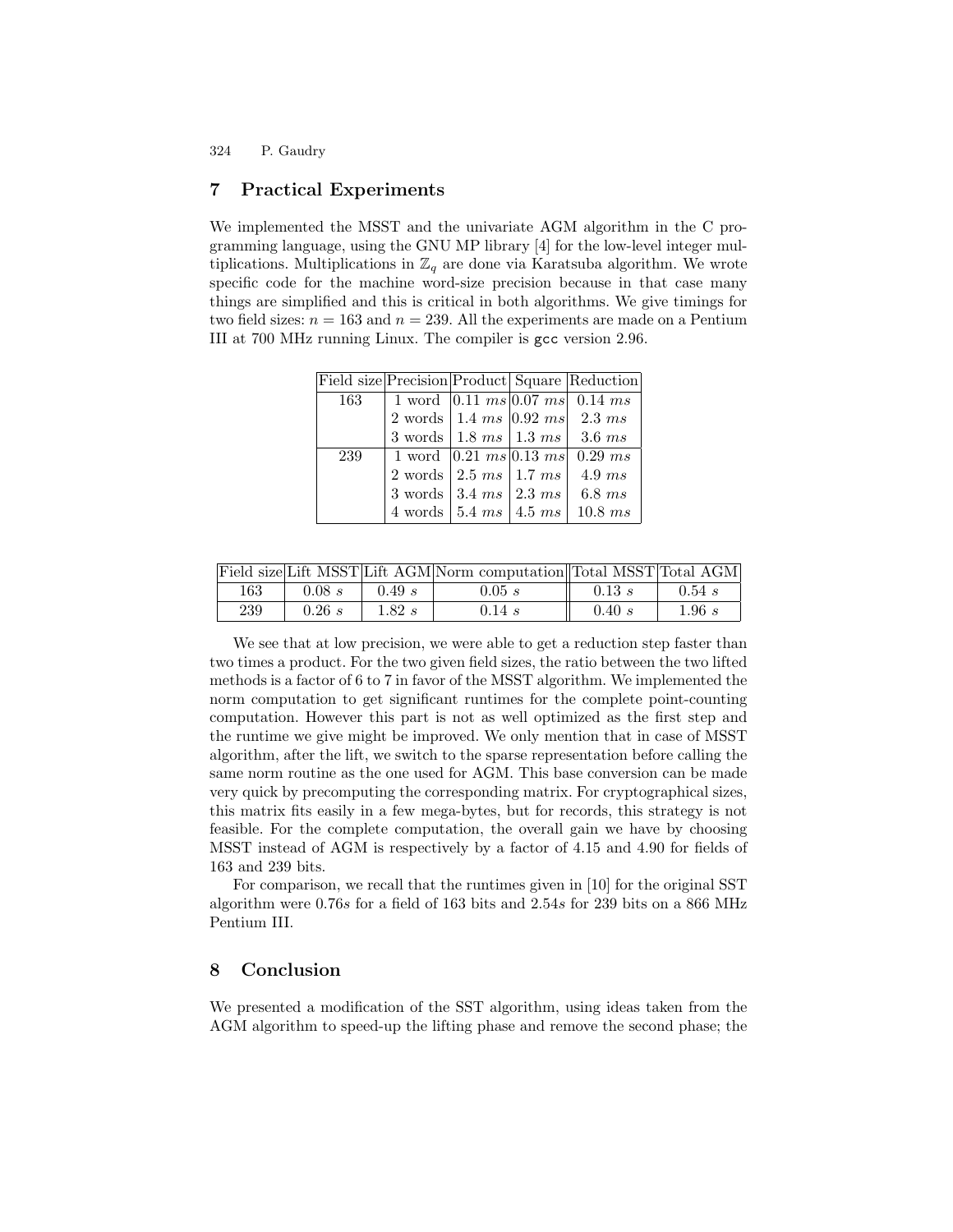## 7 Practical Experiments

We implemented the MSST and the univariate AGM algorithm in the C programming language, using the GNU MP library [4] for the low-level integer multiplications. Multiplications in $\mathbb{Z}_q$ are done via Karatsuba algorithm. We wrote specific code for the machine word-size precision because in that case many things are simplified and this is critical in both algorithms. We give timings for two field sizes: $n = 163$ and $n = 239$. All the experiments are made on a Pentium III at 700 MHz running Linux. The compiler is `gcc` version 2.96.

| Field size | Precision | Product | Square | Reduction |
|---|---|---|---|---|
| 163 | 1 word | 0.11 $ms$ | 0.07 $ms$ | 0.14 $ms$ |
| | 2 words | 1.4 $ms$ | 0.92 $ms$ | 2.3 $ms$ |
| | 3 words | 1.8 $ms$ | 1.3 $ms$ | 3.6 $ms$ |
| 239 | 1 word | 0.21 $ms$ | 0.13 $ms$ | 0.29 $ms$ |
| | 2 words | 2.5 $ms$ | 1.7 $ms$ | 4.9 $ms$ |
| | 3 words | 3.4 $ms$ | 2.3 $ms$ | 6.8 $ms$ |
| | 4 words | 5.4 $ms$ | 4.5 $ms$ | 10.8 $ms$ |

| Field size | Lift MSST | Lift AGM | Norm computation | Total MSST | Total AGM |
|---|---|---|---|---|---|
| 163 | 0.08 $s$ | 0.49 $s$ | 0.05 $s$ | 0.13 $s$ | 0.54 $s$ |
| 239 | 0.26 $s$ | 1.82 $s$ | 0.14 $s$ | 0.40 $s$ | 1.96 $s$ |

We see that at low precision, we were able to get a reduction step faster than two times a product. For the two given field sizes, the ratio between the two lifted methods is a factor of 6 to 7 in favor of the MSST algorithm. We implemented the norm computation to get significant runtimes for the complete point-counting computation. However this part is not as well optimized as the first step and the runtime we give might be improved. We only mention that in case of MSST algorithm, after the lift, we switch to the sparse representation before calling the same norm routine as the one used for AGM. This base conversion can be made very quick by precomputing the corresponding matrix. For cryptographical sizes, this matrix fits easily in a few mega-bytes, but for records, this strategy is not feasible. For the complete computation, the overall gain we have by choosing MSST instead of AGM is respectively by a factor of 4.15 and 4.90 for fields of 163 and 239 bits.

For comparison, we recall that the runtimes given in [10] for the original SST algorithm were 0.76$s$ for a field of 163 bits and 2.54$s$ for 239 bits on a 866 MHz Pentium III.

## 8 Conclusion

We presented a modification of the SST algorithm, using ideas taken from the AGM algorithm to speed-up the lifting phase and remove the second phase; the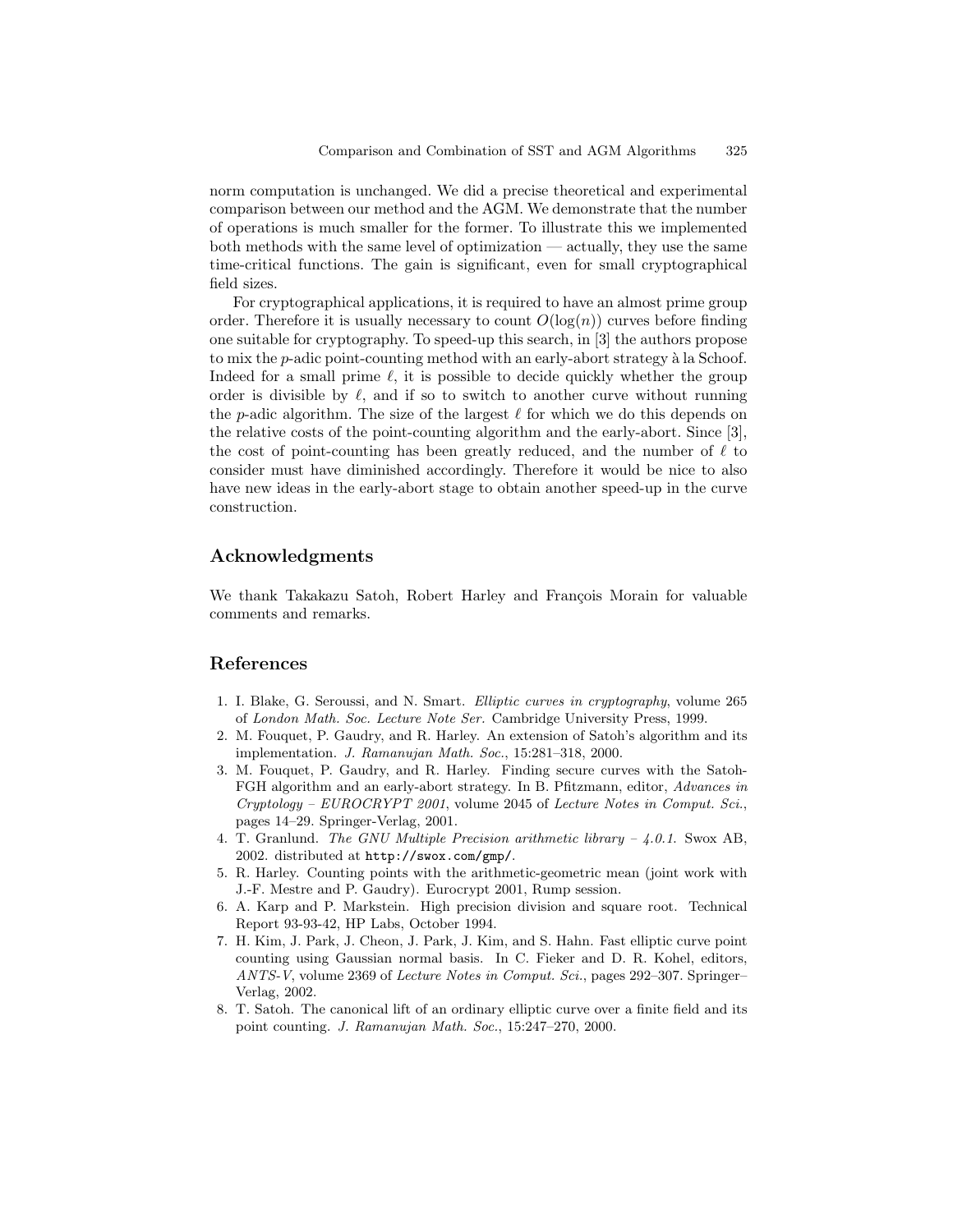norm computation is unchanged. We did a precise theoretical and experimental comparison between our method and the AGM. We demonstrate that the number of operations is much smaller for the former. To illustrate this we implemented both methods with the same level of optimization — actually, they use the same time-critical functions. The gain is significant, even for small cryptographical field sizes.

For cryptographical applications, it is required to have an almost prime group order. Therefore it is usually necessary to count $O(\log(n))$ curves before finding one suitable for cryptography. To speed-up this search, in [3] the authors propose to mix the $p$-adic point-counting method with an early-abort strategy à la Schoof. Indeed for a small prime $\ell$, it is possible to decide quickly whether the group order is divisible by $\ell$, and if so to switch to another curve without running the $p$-adic algorithm. The size of the largest $\ell$ for which we do this depends on the relative costs of the point-counting algorithm and the early-abort. Since [3], the cost of point-counting has been greatly reduced, and the number of $\ell$ to consider must have diminished accordingly. Therefore it would be nice to also have new ideas in the early-abort stage to obtain another speed-up in the curve construction.

## Acknowledgments

We thank Takakazu Satoh, Robert Harley and François Morain for valuable comments and remarks.

## References

1. I. Blake, G. Seroussi, and N. Smart. *Elliptic curves in cryptography*, volume 265 of *London Math. Soc. Lecture Note Ser.* Cambridge University Press, 1999.
2. M. Fouquet, P. Gaudry, and R. Harley. An extension of Satoh's algorithm and its implementation. *J. Ramanujan Math. Soc.*, 15:281–318, 2000.
3. M. Fouquet, P. Gaudry, and R. Harley. Finding secure curves with the Satoh-FGH algorithm and an early-abort strategy. In B. Pfitzmann, editor, *Advances in Cryptology – EUROCRYPT 2001*, volume 2045 of *Lecture Notes in Comput. Sci.*, pages 14–29. Springer-Verlag, 2001.
4. T. Granlund. *The GNU Multiple Precision arithmetic library – 4.0.1.* Swox AB, 2002. distributed at `http://swox.com/gmp/`.
5. R. Harley. Counting points with the arithmetic-geometric mean (joint work with J.-F. Mestre and P. Gaudry). Eurocrypt 2001, Rump session.
6. A. Karp and P. Markstein. High precision division and square root. Technical Report 93-93-42, HP Labs, October 1994.
7. H. Kim, J. Park, J. Cheon, J. Park, J. Kim, and S. Hahn. Fast elliptic curve point counting using Gaussian normal basis. In C. Fieker and D. R. Kohel, editors, *ANTS-V*, volume 2369 of *Lecture Notes in Comput. Sci.*, pages 292–307. Springer–Verlag, 2002.
8. T. Satoh. The canonical lift of an ordinary elliptic curve over a finite field and its point counting. *J. Ramanujan Math. Soc.*, 15:247–270, 2000.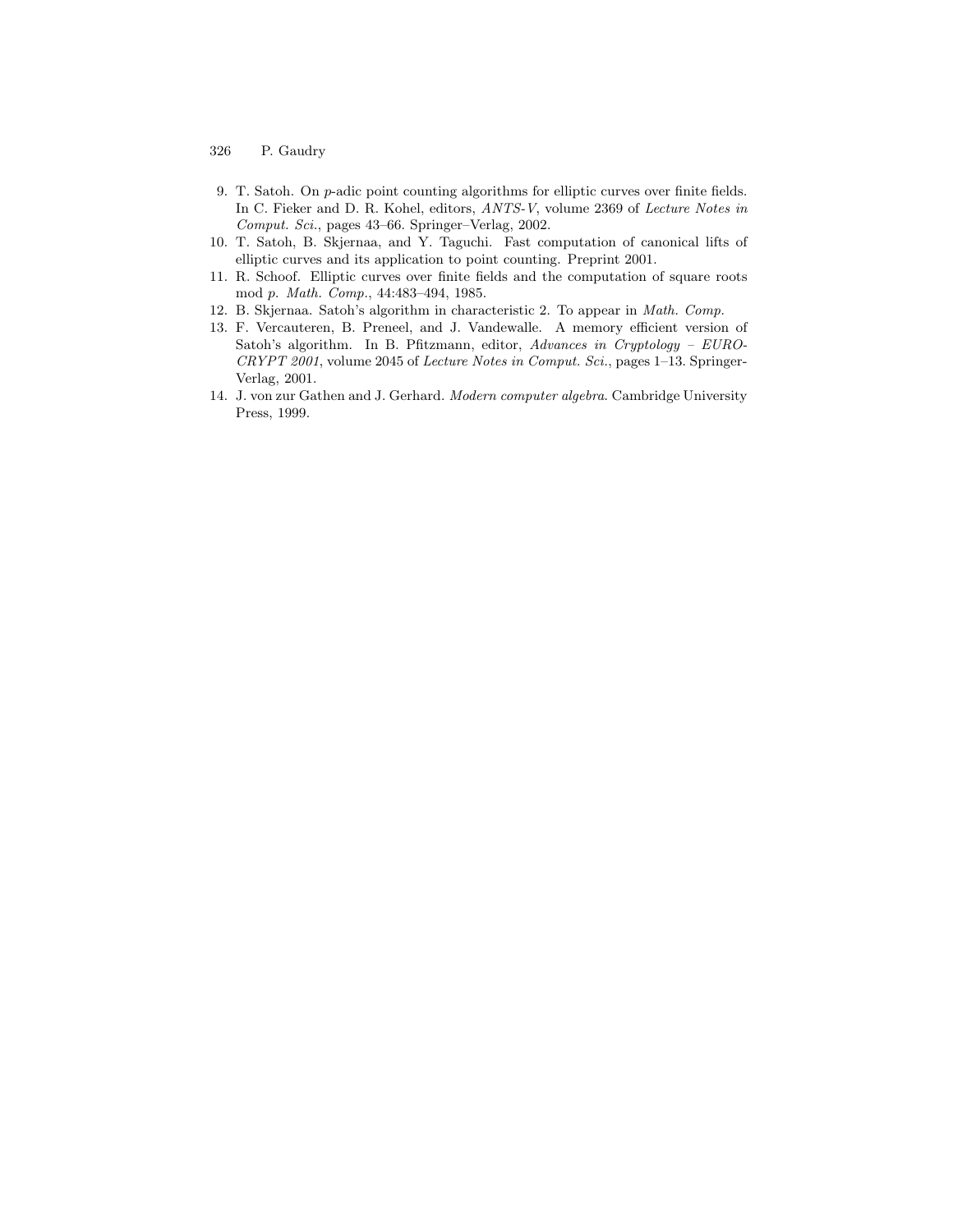9. T. Satoh. On $p$-adic point counting algorithms for elliptic curves over finite fields. In C. Fieker and D. R. Kohel, editors, *ANTS-V*, volume 2369 of *Lecture Notes in Comput. Sci.*, pages 43–66. Springer–Verlag, 2002.
10. T. Satoh, B. Skjernaa, and Y. Taguchi. Fast computation of canonical lifts of elliptic curves and its application to point counting. Preprint 2001.
11. R. Schoof. Elliptic curves over finite fields and the computation of square roots mod $p$. *Math. Comp.*, 44:483–494, 1985.
12. B. Skjernaa. Satoh's algorithm in characteristic 2. To appear in *Math. Comp.*
13. F. Vercauteren, B. Preneel, and J. Vandewalle. A memory efficient version of Satoh's algorithm. In B. Pfitzmann, editor, *Advances in Cryptology – EUROCRYPT 2001*, volume 2045 of *Lecture Notes in Comput. Sci.*, pages 1–13. Springer-Verlag, 2001.
14. J. von zur Gathen and J. Gerhard. *Modern computer algebra*. Cambridge University Press, 1999.